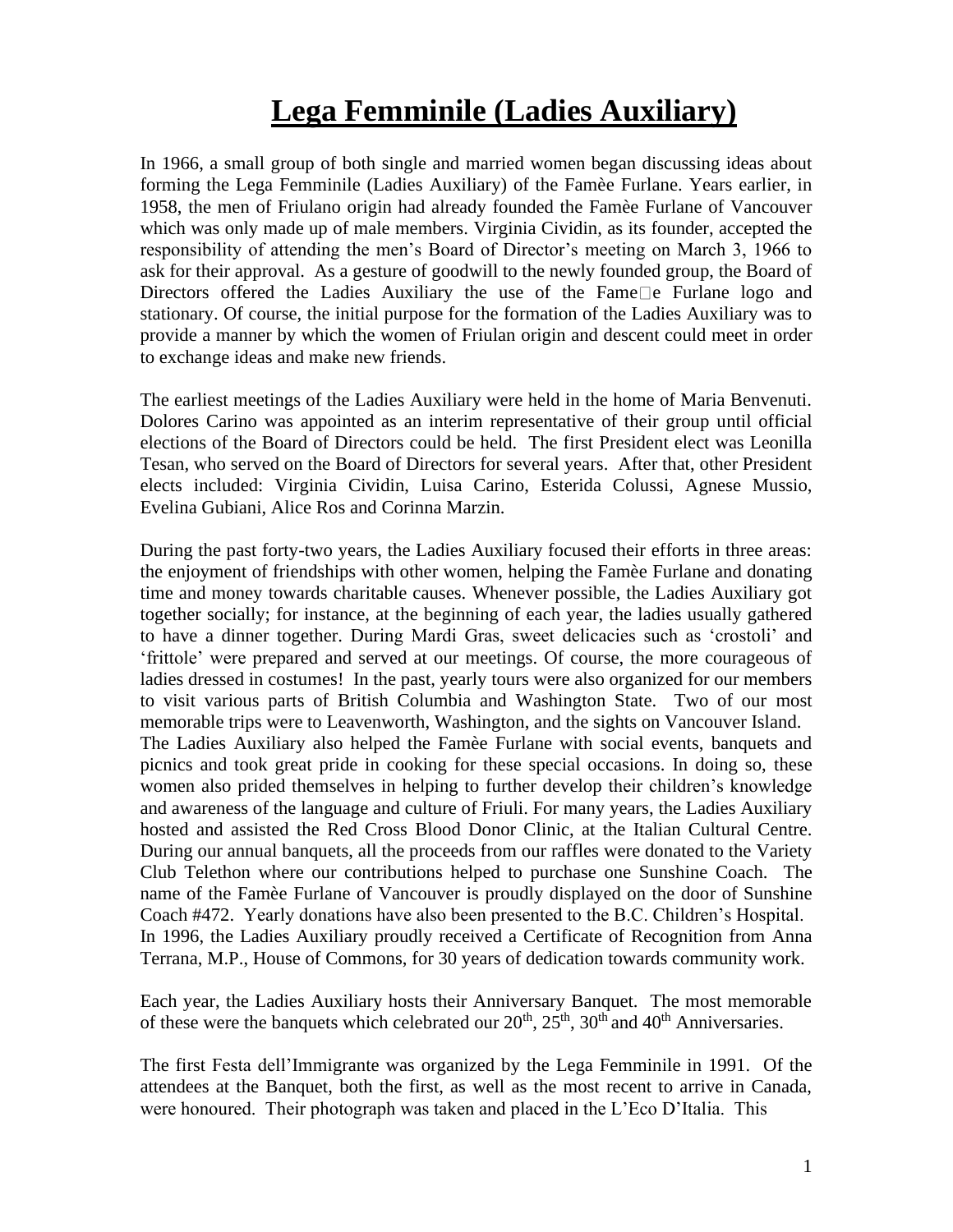# **Lega Femminile (Ladies Auxiliary)**

In 1966, a small group of both single and married women began discussing ideas about forming the Lega Femminile (Ladies Auxiliary) of the Famèe Furlane. Years earlier, in 1958, the men of Friulano origin had already founded the Famèe Furlane of Vancouver which was only made up of male members. Virginia Cividin, as its founder, accepted the responsibility of attending the men's Board of Director's meeting on March 3, 1966 to ask for their approval. As a gesture of goodwill to the newly founded group, the Board of Directors offered the Ladies Auxiliary the use of the Fame□e Furlane logo and stationary. Of course, the initial purpose for the formation of the Ladies Auxiliary was to provide a manner by which the women of Friulan origin and descent could meet in order to exchange ideas and make new friends.

The earliest meetings of the Ladies Auxiliary were held in the home of Maria Benvenuti. Dolores Carino was appointed as an interim representative of their group until official elections of the Board of Directors could be held. The first President elect was Leonilla Tesan, who served on the Board of Directors for several years. After that, other President elects included: Virginia Cividin, Luisa Carino, Esterida Colussi, Agnese Mussio, Evelina Gubiani, Alice Ros and Corinna Marzin.

During the past forty-two years, the Ladies Auxiliary focused their efforts in three areas: the enjoyment of friendships with other women, helping the Famèe Furlane and donating time and money towards charitable causes. Whenever possible, the Ladies Auxiliary got together socially; for instance, at the beginning of each year, the ladies usually gathered to have a dinner together. During Mardi Gras, sweet delicacies such as 'crostoli' and 'frittole' were prepared and served at our meetings. Of course, the more courageous of ladies dressed in costumes! In the past, yearly tours were also organized for our members to visit various parts of British Columbia and Washington State. Two of our most memorable trips were to Leavenworth, Washington, and the sights on Vancouver Island. The Ladies Auxiliary also helped the Famèe Furlane with social events, banquets and picnics and took great pride in cooking for these special occasions. In doing so, these women also prided themselves in helping to further develop their children's knowledge and awareness of the language and culture of Friuli. For many years, the Ladies Auxiliary hosted and assisted the Red Cross Blood Donor Clinic, at the Italian Cultural Centre. During our annual banquets, all the proceeds from our raffles were donated to the Variety Club Telethon where our contributions helped to purchase one Sunshine Coach. The name of the Famèe Furlane of Vancouver is proudly displayed on the door of Sunshine Coach #472. Yearly donations have also been presented to the B.C. Children's Hospital. In 1996, the Ladies Auxiliary proudly received a Certificate of Recognition from Anna Terrana, M.P., House of Commons, for 30 years of dedication towards community work.

Each year, the Ladies Auxiliary hosts their Anniversary Banquet. The most memorable of these were the banquets which celebrated our 20th, 25th, 30th and 40th Anniversaries.

The first Festa dell'Immigrante was organized by the Lega Femminile in 1991. Of the attendees at the Banquet, both the first, as well as the most recent to arrive in Canada, were honoured. Their photograph was taken and placed in the L'Eco D'Italia. This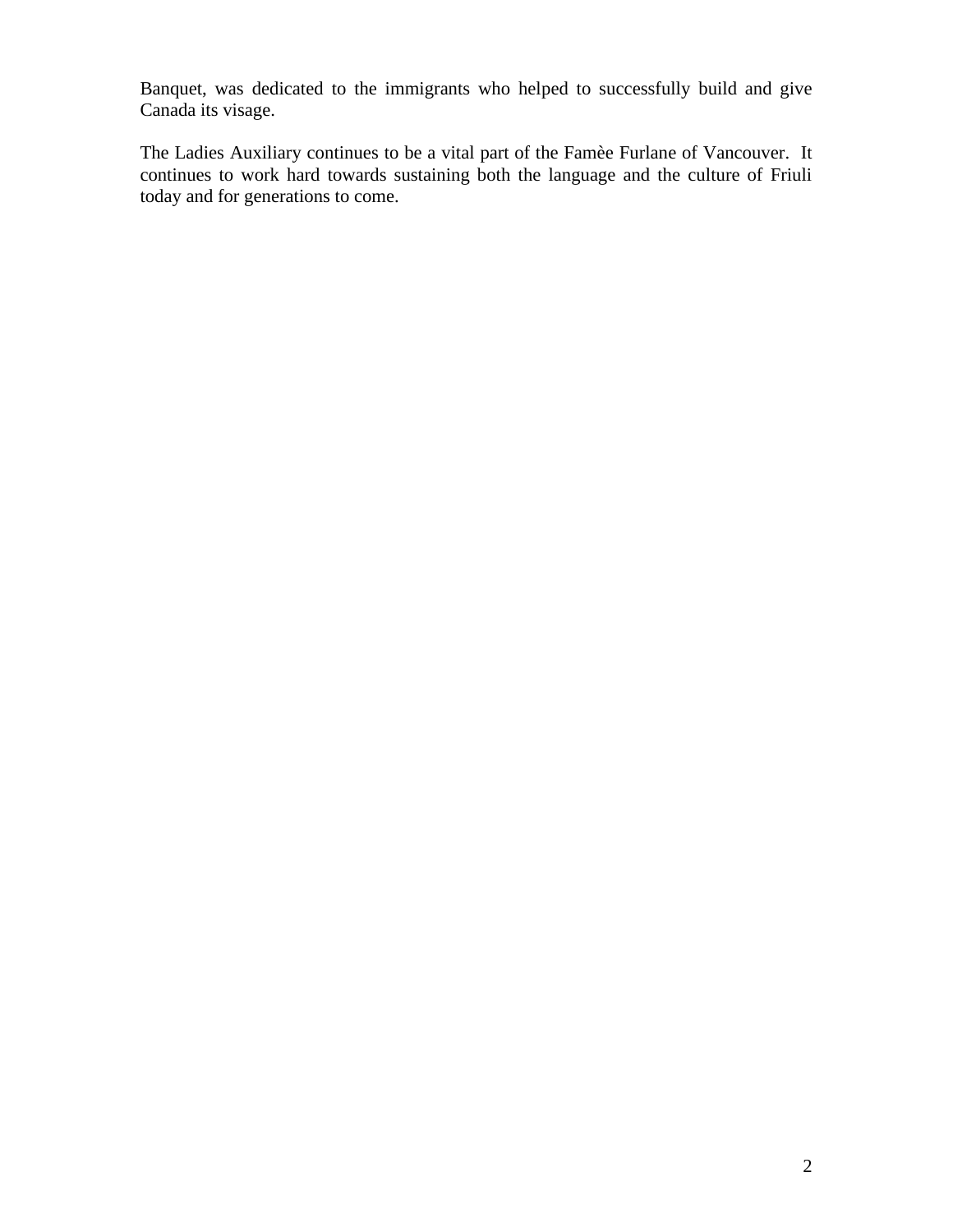Banquet, was dedicated to the immigrants who helped to successfully build and give Canada its visage.

The Ladies Auxiliary continues to be a vital part of the Famèe Furlane of Vancouver. It continues to work hard towards sustaining both the language and the culture of Friuli today and for generations to come.